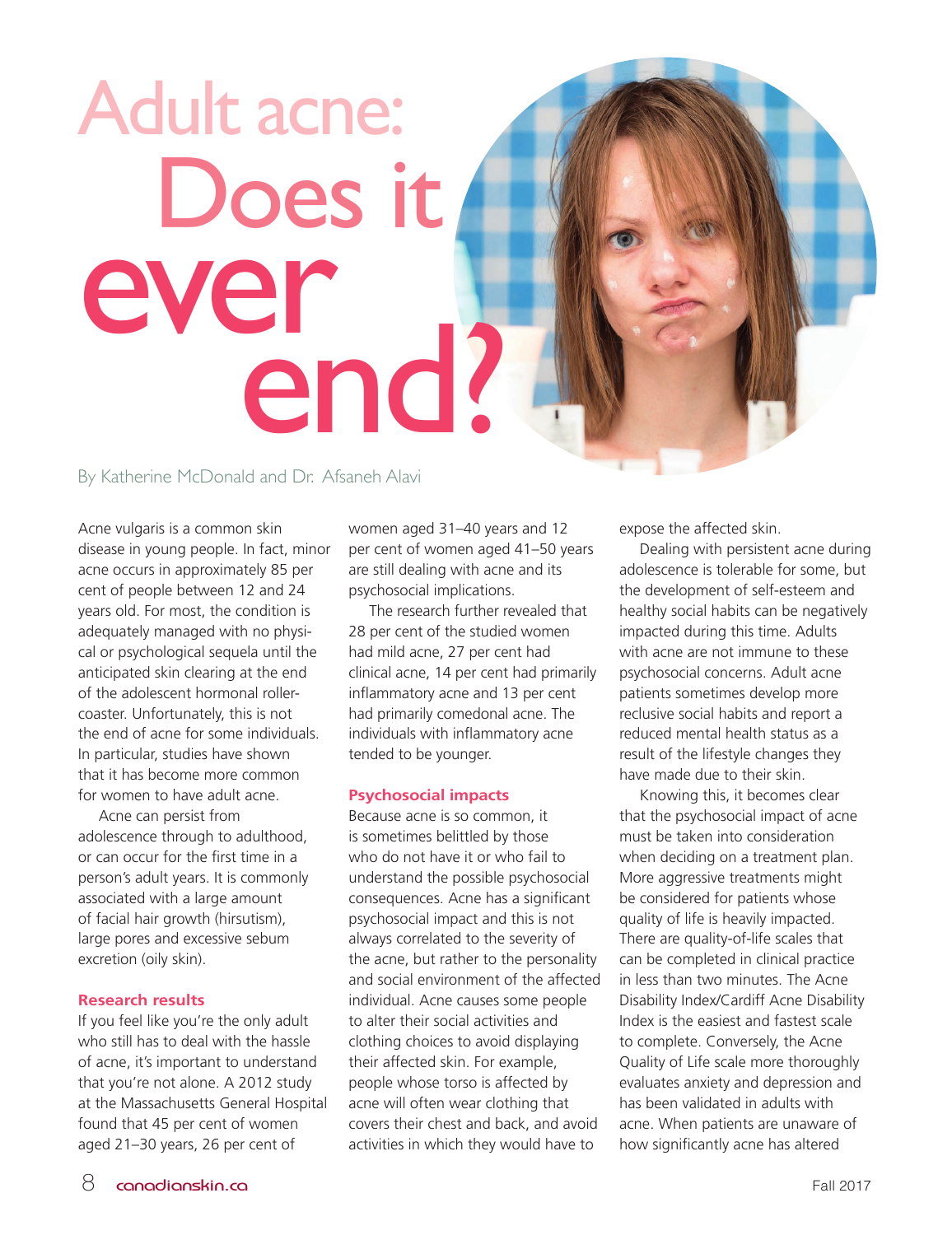# Adult acne: Does it ever end?

By Katherine McDonald and Dr. Afsaneh Alavi

Acne vulgaris is a common skin disease in young people. In fact, minor acne occurs in approximately 85 per cent of people between 12 and 24 years old. For most, the condition is adequately managed with no physical or psychological sequela until the anticipated skin clearing at the end of the adolescent hormonal rollercoaster. Unfortunately, this is not the end of acne for some individuals. In particular, studies have shown that it has become more common for women to have adult acne.

Acne can persist from adolescence through to adulthood, or can occur for the first time in a person's adult years. It is commonly associated with a large amount of facial hair growth (hirsutism), large pores and excessive sebum excretion (oily skin).

## Research results

If you feel like you're the only adult who still has to deal with the hassle of acne, it's important to understand that you're not alone. A 2012 study at the Massachusetts General Hospital found that 45 per cent of women aged 21–30 years, 26 per cent of women aged 31–40 years and 12 per cent of women aged 41–50 years are still dealing with acne and its psychosocial implications.

The research further revealed that 28 per cent of the studied women had mild acne, 27 per cent had clinical acne, 14 per cent had primarily inflammatory acne and 13 per cent had primarily comedonal acne. The individuals with inflammatory acne tended to be younger.

## Psychosocial impacts

Because acne is so common, it is sometimes belittled by those who do not have it or who fail to understand the possible psychosocial consequences. Acne has a significant psychosocial impact and this is not always correlated to the severity of the acne, but rather to the personality and social environment of the affected individual. Acne causes some people to alter their social activities and clothing choices to avoid displaying their affected skin. For example, people whose torso is affected by acne will often wear clothing that covers their chest and back, and avoid activities in which they would have to expose the affected skin.

Dealing with persistent acne during adolescence is tolerable for some, but the development of self-esteem and healthy social habits can be negatively impacted during this time. Adults with acne are not immune to these psychosocial concerns. Adult acne patients sometimes develop more reclusive social habits and report a reduced mental health status as a result of the lifestyle changes they have made due to their skin.

Knowing this, it becomes clear that the psychosocial impact of acne must be taken into consideration when deciding on a treatment plan. More aggressive treatments might be considered for patients whose quality of life is heavily impacted. There are quality-of-life scales that can be completed in clinical practice in less than two minutes. The Acne Disability Index/Cardiff Acne Disability Index is the easiest and fastest scale to complete. Conversely, the Acne Quality of Life scale more thoroughly evaluates anxiety and depression and has been validated in adults with acne. When patients are unaware of how significantly acne has altered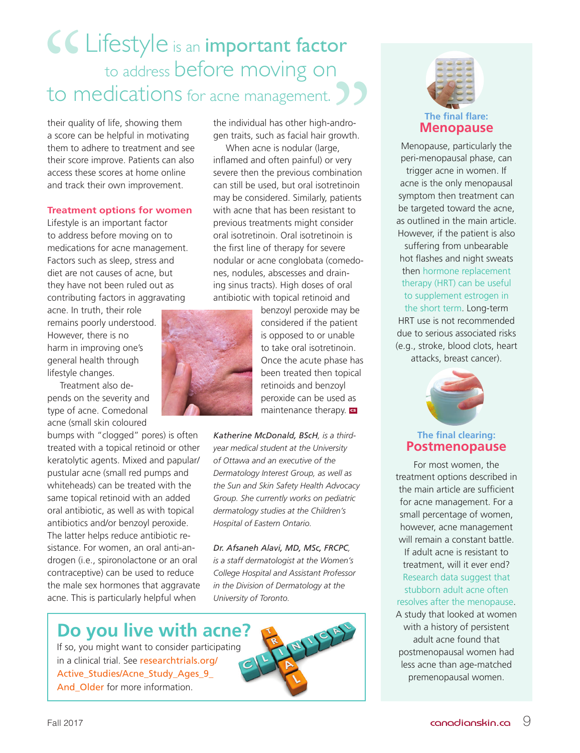> "Lifestyle is an important factor to address before moving on to medications for acne management."

their quality of life, showing them a score can be helpful in motivating them to adhere to treatment and see their score improve. Patients can also access these scores at home online and track their own improvement.

### Treatment options for women

Lifestyle is an important factor to address before moving on to medications for acne management. Factors such as sleep, stress and diet are not causes of acne, but they have not been ruled out as contributing factors in aggravating acne. In truth, their role remains poorly understood. However, there is no harm in improving one's general health through lifestyle changes.

Treatment also depends on the severity and type of acne. Comedonal acne (small skin coloured bumps with "clogged" pores) is often treated with a topical retinoid or other keratolytic agents. Mixed and papular/pustular acne (small red pumps and whiteheads) can be treated with the same topical retinoid with an added oral antibiotic, as well as with topical antibiotics and/or benzoyl peroxide. The latter helps reduce antibiotic resistance. For women, an oral anti-androgen (i.e., spironolactone or an oral contraceptive) can be used to reduce the male sex hormones that aggravate acne. This is particularly helpful when the individual has other high-androgen traits, such as facial hair growth.

When acne is nodular (large, inflamed and often painful) or very severe then the previous combination can still be used, but oral isotretinoin may be considered. Similarly, patients with acne that has been resistant to previous treatments might consider oral isotretinoin. Oral isotretinoin is the first line of therapy for severe nodular or acne conglobata (comedones, nodules, abscesses and draining sinus tracts). High doses of oral antibiotic with topical retinoid and benzoyl peroxide may be considered if the patient is opposed to or unable to take oral isotretinoin. Once the acute phase has been treated then topical retinoids and benzoyl peroxide can be used as maintenance therapy.

*Katherine McDonald, BScH, is a third-year medical student at the University of Ottawa and an executive of the Dermatology Interest Group, as well as the Sun and Skin Safety Health Advocacy Group. She currently works on pediatric dermatology studies at the Children's Hospital of Eastern Ontario.*

*Dr. Afsaneh Alavi, MD, MSc, FRCPC, is a staff dermatologist at the Women's College Hospital and Assistant Professor in the Division of Dermatology at the University of Toronto.*

## Do you live with acne?

If so, you might want to consider participating in a clinical trial. See researchtrials.org/Active_Studies/Acne_Study_Ages_9_And_Older for more information.

---

### The final flare:
## Menopause

Menopause, particularly the peri-menopausal phase, can trigger acne in women. If acne is the only menopausal symptom then treatment can be targeted toward the acne, as outlined in the main article. However, if the patient is also suffering from unbearable hot flashes and night sweats then hormone replacement therapy (HRT) can be useful to supplement estrogen in the short term. Long-term HRT use is not recommended due to serious associated risks (e.g., stroke, blood clots, heart attacks, breast cancer).

### The final clearing:
## Postmenopause

For most women, the treatment options described in the main article are sufficient for acne management. For a small percentage of women, however, acne management will remain a constant battle. If adult acne is resistant to treatment, will it ever end? Research data suggest that stubborn adult acne often resolves after the menopause. A study that looked at women with a history of persistent adult acne found that postmenopausal women had less acne than age-matched premenopausal women.